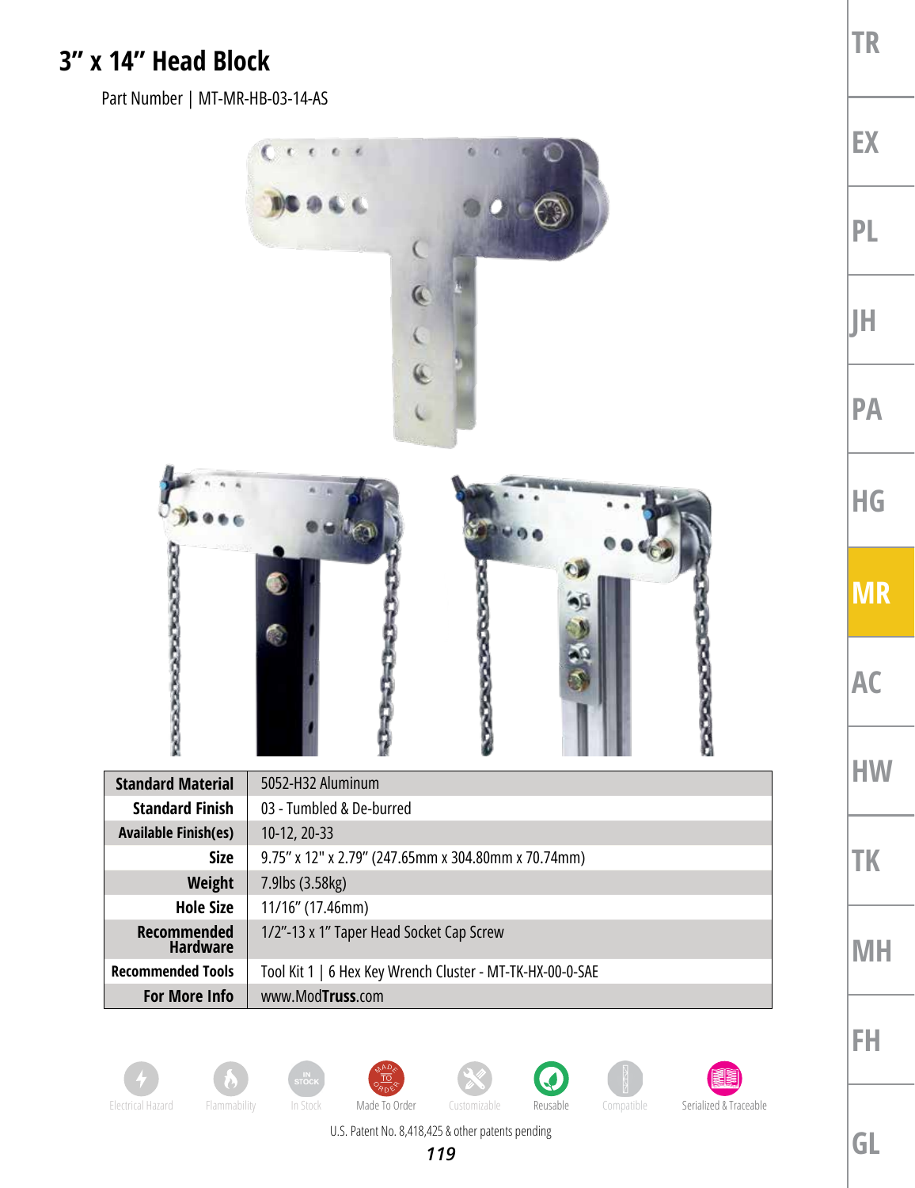# 3" x 14" Head Block

Part Number | MT-MR-HB-03-14-AS

| Standard Material | 5052-H32 Aluminum |
|---|---|
| Standard Finish | 03 - Tumbled & De-burred |
| Available Finish(es) | 10-12, 20-33 |
| Size | 9.75" x 12" x 2.79" (247.65mm x 304.80mm x 70.74mm) |
| Weight | 7.9lbs (3.58kg) |
| Hole Size | 11/16" (17.46mm) |
| Recommended Hardware | 1/2"-13 x 1" Taper Head Socket Cap Screw |
| Recommended Tools | Tool Kit 1 \| 6 Hex Key Wrench Cluster - MT-TK-HX-00-0-SAE |
| For More Info | www.ModTruss.com |

Electrical Hazard | Flammability | In Stock | Made To Order | Customizable | Reusable | Compatible | Serialized & Traceable

U.S. Patent No. 8,418,425 & other patents pending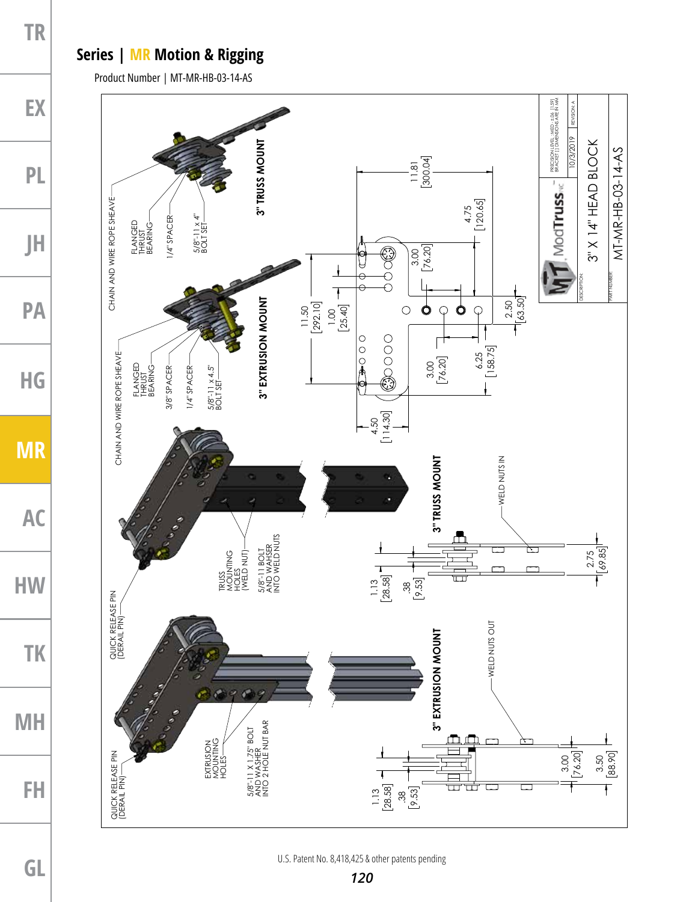## Series | MR Motion & Rigging

Product Number | MT-MR-HB-03-14-AS

3" TRUSS MOUNT

CHAIN AND WIRE ROPE SHEAVE

FLANGED THRUST BEARING

1/4" SPACER

5/8"-11 x 4" BOLT SET

3" EXTRUSION MOUNT

CHAIN AND WIRE ROPE SHEAVE

FLANGED THRUST BEARING

3/8" SPACER

1/4" SPACER

5/8"-11 x 4.5" BOLT SET

11.81 [300.04]

4.75 [120.65]

3.00 [76.20]

11.50 [292.10]

1.00 [25.40]

2.50 [63.50]

3.00 [76.20]

6.25 [158.75]

4.50 [114.30]

QUICK RELEASE PIN (DERAIL PIN)

TRUSS MOUNTING HOLES (WELD NUT)

5/8"-11 BOLT AND WASHER INTO WELD NUTS

3" TRUSS MOUNT

WELD NUTS IN

1.13 [28.58]

.38 [9.53]

2.75 [69.85]

QUICK RELEASE PIN (DERAIL PIN)

EXTRUSION MOUNTING HOLES

5/8"-11 X 1.75" BOLT AND WASHER INTO 2 HOLE NUT BAR

3" EXTRUSION MOUNT

WELD NUTS OUT

1.13 [28.58]

.38 [9.53]

3.00 [76.20]

3.50 [88.90]

PRECISION LEVEL - MED - ±.06 [1.59] BRACKET [ ] DIMENSIONS ARE IN MM

10/3/2019

REVISION: A

ModTruss INC

DESCRIPTION: 3" X 14" HEAD BLOCK

PART NUMBER: MT-MR-HB-03-14-AS

U.S. Patent No. 8,418,425 & other patents pending